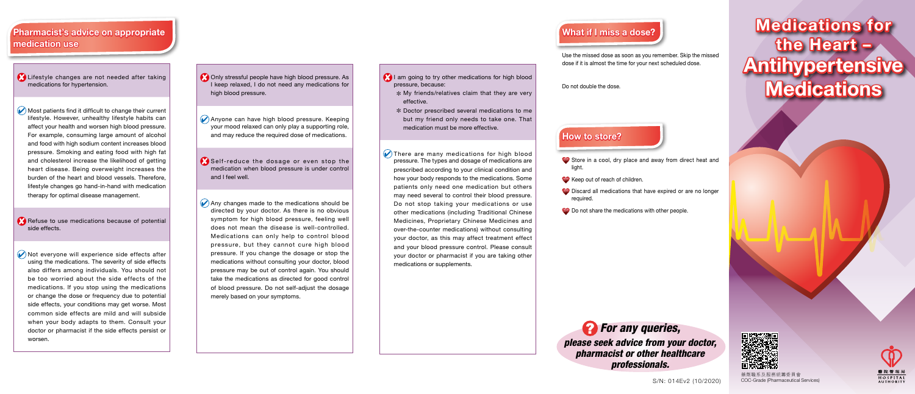# Medications for the Heart – Antihypertensive Medications

## Pharmacist's advice on appropriate medication use

✗ Lifestyle changes are not needed after taking medications for hypertension.

✓ Most patients find it difficult to change their current lifestyle. However, unhealthy lifestyle habits can affect your health and worsen high blood pressure. For example, consuming large amount of alcohol and food with high sodium content increases blood pressure. Smoking and eating food with high fat and cholesterol increase the likelihood of getting heart disease. Being overweight increases the burden of the heart and blood vessels. Therefore, lifestyle changes go hand-in-hand with medication therapy for optimal disease management.

✗ Refuse to use medications because of potential side effects.

✓ Not everyone will experience side effects after using the medications. The severity of side effects also differs among individuals. You should not be too worried about the side effects of the medications. If you stop using the medications or change the dose or frequency due to potential side effects, your conditions may get worse. Most common side effects are mild and will subside when your body adapts to them. Consult your doctor or pharmacist if the side effects persist or worsen.

✗ Only stressful people have high blood pressure. As I keep relaxed, I do not need any medications for high blood pressure.

✓ Anyone can have high blood pressure. Keeping your mood relaxed can only play a supporting role, and may reduce the required dose of medications.

✗ Self-reduce the dosage or even stop the medication when blood pressure is under control and I feel well.

✓ Any changes made to the medications should be directed by your doctor. As there is no obvious symptom for high blood pressure, feeling well does not mean the disease is well-controlled. Medications can only help to control blood pressure, but they cannot cure high blood pressure. If you change the dosage or stop the medications without consulting your doctor, blood pressure may be out of control again. You should take the medications as directed for good control of blood pressure. Do not self-adjust the dosage merely based on your symptoms.

✗ I am going to try other medications for high blood pressure, because:

* My friends/relatives claim that they are very effective.
* Doctor prescribed several medications to me but my friend only needs to take one. That medication must be more effective.

✓ There are many medications for high blood pressure. The types and dosage of medications are prescribed according to your clinical condition and how your body responds to the medications. Some patients only need one medication but others may need several to control their blood pressure. Do not stop taking your medications or use other medications (including Traditional Chinese Medicines, Proprietary Chinese Medicines and over-the-counter medications) without consulting your doctor, as this may affect treatment effect and your blood pressure control. Please consult your doctor or pharmacist if you are taking other medications or supplements.

## What if I miss a dose?

Use the missed dose as soon as you remember. Skip the missed dose if it is almost the time for your next scheduled dose.

Do not double the dose.

## How to store?

- Store in a cool, dry place and away from direct heat and light.
- Keep out of reach of children.
- Discard all medications that have expired or are no longer required.
- Do not share the medications with other people.

***For any queries, please seek advice from your doctor, pharmacist or other healthcare professionals.***

S/N: 014Ev2 (10/2020)

藥劑職系及服務統籌委員會
COC-Grade (Pharmaceutical Services)

醫院管理局
HOSPITAL AUTHORITY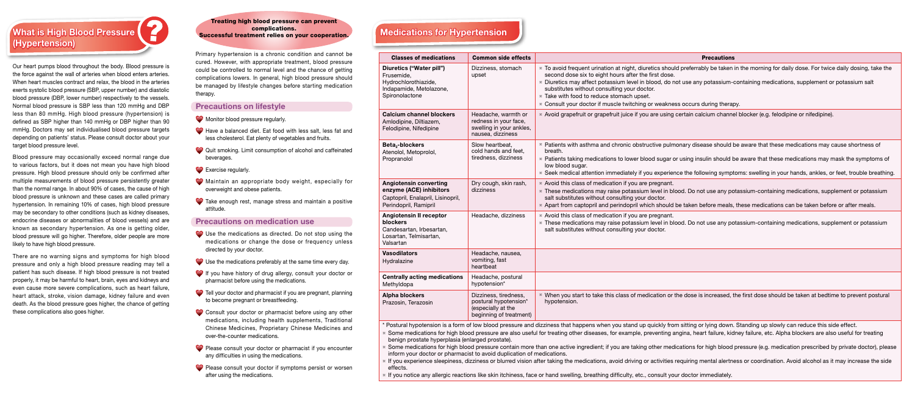## What is High Blood Pressure (Hypertension)

Our heart pumps blood throughout the body. Blood pressure is the force against the wall of arteries when blood enters arteries. When heart muscles contract and relax, the blood in the arteries exerts systolic blood pressure (SBP, upper number) and diastolic blood pressure (DBP, lower number) respectively to the vessels. Normal blood pressure is SBP less than 120 mmHg and DBP less than 80 mmHg. High blood pressure (hypertension) is defined as SBP higher than 140 mmHg or DBP higher than 90 mmHg. Doctors may set individualised blood pressure targets depending on patients' status. Please consult doctor about your target blood pressure level.

Blood pressure may occasionally exceed normal range due to various factors, but it does not mean you have high blood pressure. High blood pressure should only be confirmed after multiple measurements of blood pressure persistently greater than the normal range. In about 90% of cases, the cause of high blood pressure is unknown and these cases are called primary hypertension. In remaining 10% of cases, high blood pressure may be secondary to other conditions (such as kidney diseases, endocrine diseases or abnormalities of blood vessels) and are known as secondary hypertension. As one is getting older, blood pressure will go higher. Therefore, older people are more likely to have high blood pressure.

There are no warning signs and symptoms for high blood pressure and only a high blood pressure reading may tell a patient has such disease. If high blood pressure is not treated properly, it may be harmful to heart, brain, eyes and kidneys and even cause more severe complications, such as heart failure, heart attack, stroke, vision damage, kidney failure and even death. As the blood pressure goes higher, the chance of getting these complications also goes higher.

**Treating high blood pressure can prevent complications.**
**Successful treatment relies on your cooperation.**

Primary hypertension is a chronic condition and cannot be cured. However, with appropriate treatment, blood pressure could be controlled to normal level and the chance of getting complications lowers. In general, high blood pressure should be managed by lifestyle changes before starting medication therapy.

### Precautions on lifestyle

- Monitor blood pressure regularly.
- Have a balanced diet. Eat food with less salt, less fat and less cholesterol. Eat plenty of vegetables and fruits.
- Quit smoking. Limit consumption of alcohol and caffeinated beverages.
- Exercise regularly.
- Maintain an appropriate body weight, especially for overweight and obese patients.
- Take enough rest, manage stress and maintain a positive attitude.

### Precautions on medication use

- Use the medications as directed. Do not stop using the medications or change the dose or frequency unless directed by your doctor.
- Use the medications preferably at the same time every day.
- If you have history of drug allergy, consult your doctor or pharmacist before using the medications.
- Tell your doctor and pharmacist if you are pregnant, planning to become pregnant or breastfeeding.
- Consult your doctor or pharmacist before using any other medications, including health supplements, Traditional Chinese Medicines, Proprietary Chinese Medicines and over-the-counter medications.
- Please consult your doctor or pharmacist if you encounter any difficulties in using the medications.
- Please consult your doctor if symptoms persist or worsen after using the medications.

## Medications for Hypertension

| Classes of medications | Common side effects | Precautions |
|---|---|---|
| **Diuretics ("Water pill")** Frusemide, Hydrochlorothiazide, Indapamide, Metolazone, Spironolactone | Dizziness, stomach upset | * To avoid frequent urination at night, diuretics should preferrably be taken in the morning for daily dose. For twice daily dosing, take the second dose six to eight hours after the first dose.<br>* Diuretics may affect potassium level in blood, do not use any potassium-containing medications, supplement or potassium salt substitutes without consulting your doctor.<br>* Take with food to reduce stomach upset.<br>* Consult your doctor if muscle twitching or weakness occurs during therapy. |
| **Calcium channel blockers** Amlodipine, Diltiazem, Felodipine, Nifedipine | Headache, warmth or redness in your face, swelling in your ankles, nausea, dizziness | * Avoid grapefruit or grapefruit juice if you are using certain calcium channel blocker (e.g. felodipine or nifedipine). |
| **Beta$_1$-blockers** Atenolol, Metoprolol, Propranolol | Slow heartbeat, cold hands and feet, tiredness, dizziness | * Patients with asthma and chronic obstructive pulmonary disease should be aware that these medications may cause shortness of breath.<br>* Patients taking medications to lower blood sugar or using insulin should be aware that these medications may mask the symptoms of low blood sugar.<br>* Seek medical attention immediately if you experience the following symptoms: swelling in your hands, ankles, or feet, trouble breathing. |
| **Angiotensin converting enzyme (ACE) inhibitors** Captopril, Enalapril, Lisinopril, Perindopril, Ramipril | Dry cough, skin rash, dizziness | * Avoid this class of medication if you are pregnant.<br>* These medications may raise potassium level in blood. Do not use any potassium-containing medications, supplement or potassium salt substitutes without consulting your doctor.<br>* Apart from captopril and perindopril which should be taken before meals, these medications can be taken before or after meals. |
| **Angiotensin II receptor blockers** Candesartan, Irbesartan, Losartan, Telmisartan, Valsartan | Headache, dizziness | * Avoid this class of medication if you are pregnant.<br>* These medications may raise potassium level in blood. Do not use any potassium-containing medications, supplement or potassium salt substitutes without consulting your doctor. |
| **Vasodilators** Hydralazine | Headache, nausea, vomiting, fast heartbeat | |
| **Centrally acting medications** Methyldopa | Headache, postural hypotension* | |
| **Alpha blockers** Prazosin, Terazosin | Dizziness, tiredness, postural hypotension* (especially at the beginning of treatment) | * When you start to take this class of medication or the dose is increased, the first dose should be taken at bedtime to prevent postural hypotension. |

\* Postural hypotension is a form of low blood pressure and dizziness that happens when you stand up quickly from sitting or lying down. Standing up slowly can reduce this side effect.

- Some medications for high blood pressure are also useful for treating other diseases, for example, preventing angina, heart failure, kidney failure, etc. Alpha blockers are also useful for treating benign prostate hyperplasia (enlarged prostate).
- Some medications for high blood pressure contain more than one active ingredient; if you are taking other medications for high blood pressure (e.g. medication prescribed by private doctor), please inform your doctor or pharmacist to avoid duplication of medications.
- If you experience sleepiness, dizziness or blurred vision after taking the medications, avoid driving or activities requiring mental alertness or coordination. Avoid alcohol as it may increase the side effects.
- If you notice any allergic reactions like skin itchiness, face or hand swelling, breathing difficulty, etc., consult your doctor immediately.